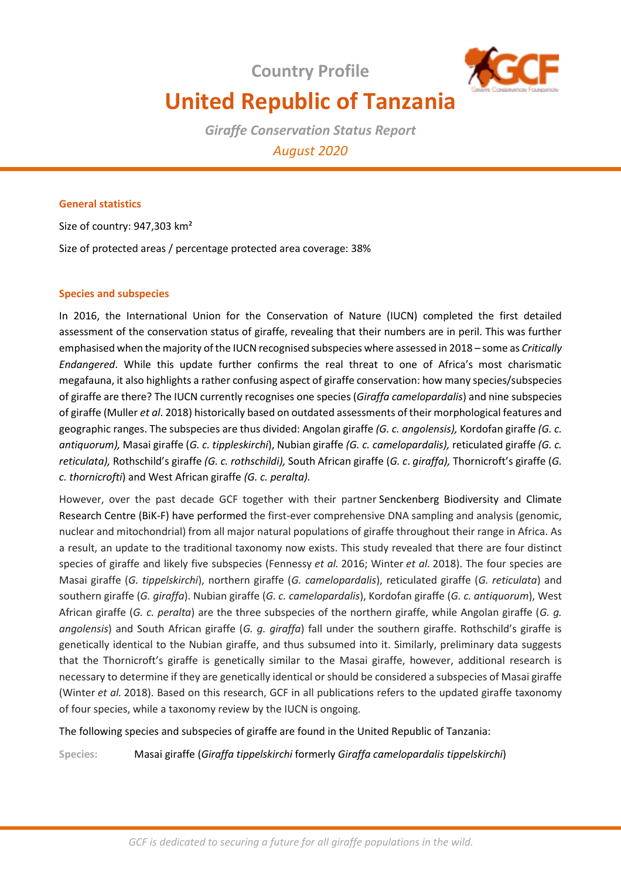Country Profile

# United Republic of Tanzania

*Giraffe Conservation Status Report*

*August 2020*

### General statistics

Size of country: 947,303 km²

Size of protected areas / percentage protected area coverage: 38%

### Species and subspecies

In 2016, the International Union for the Conservation of Nature (IUCN) completed the first detailed assessment of the conservation status of giraffe, revealing that their numbers are in peril. This was further emphasised when the majority of the IUCN recognised subspecies where assessed in 2018 – some as *Critically Endangered*. While this update further confirms the real threat to one of Africa's most charismatic megafauna, it also highlights a rather confusing aspect of giraffe conservation: how many species/subspecies of giraffe are there? The IUCN currently recognises one species (*Giraffa camelopardalis*) and nine subspecies of giraffe (Muller *et al*. 2018) historically based on outdated assessments of their morphological features and geographic ranges. The subspecies are thus divided: Angolan giraffe *(G. c. angolensis),* Kordofan giraffe *(G. c. antiquorum),* Masai giraffe (*G. c. tippleskirchi*), Nubian giraffe *(G. c. camelopardalis),* reticulated giraffe *(G. c. reticulata),* Rothschild's giraffe *(G. c. rothschildi),* South African giraffe (*G. c. giraffa),* Thornicroft's giraffe (*G. c. thornicrofti*) and West African giraffe *(G. c. peralta).*

However, over the past decade GCF together with their partner Senckenberg Biodiversity and Climate Research Centre (BiK-F) have performed the first-ever comprehensive DNA sampling and analysis (genomic, nuclear and mitochondrial) from all major natural populations of giraffe throughout their range in Africa. As a result, an update to the traditional taxonomy now exists. This study revealed that there are four distinct species of giraffe and likely five subspecies (Fennessy *et al.* 2016; Winter *et al.* 2018). The four species are Masai giraffe (*G. tippelskirchi*), northern giraffe (*G. camelopardalis*), reticulated giraffe (*G. reticulata*) and southern giraffe (*G. giraffa*). Nubian giraffe (*G. c. camelopardalis*), Kordofan giraffe (*G. c. antiquorum*), West African giraffe (*G. c. peralta*) are the three subspecies of the northern giraffe, while Angolan giraffe (*G. g. angolensis*) and South African giraffe (*G. g. giraffa*) fall under the southern giraffe. Rothschild's giraffe is genetically identical to the Nubian giraffe, and thus subsumed into it. Similarly, preliminary data suggests that the Thornicroft's giraffe is genetically similar to the Masai giraffe, however, additional research is necessary to determine if they are genetically identical or should be considered a subspecies of Masai giraffe (Winter *et al.* 2018). Based on this research, GCF in all publications refers to the updated giraffe taxonomy of four species, while a taxonomy review by the IUCN is ongoing.

The following species and subspecies of giraffe are found in the United Republic of Tanzania:

**Species:** Masai giraffe (*Giraffa tippelskirchi* formerly *Giraffa camelopardalis tippelskirchi*)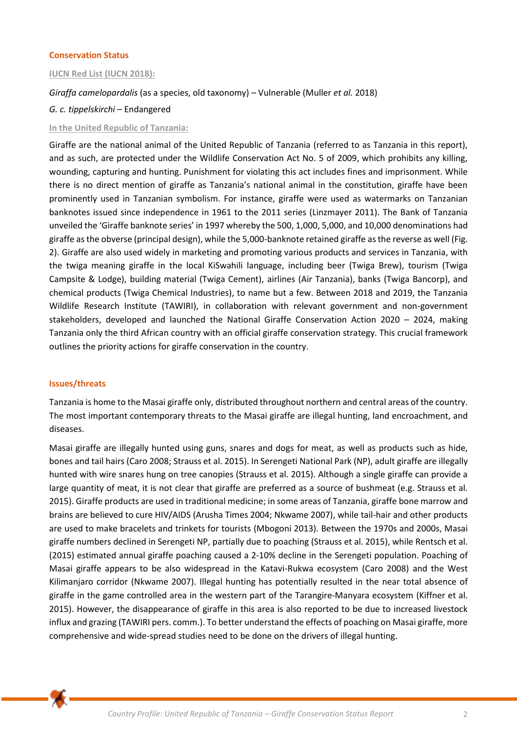## Conservation Status

### IUCN Red List (IUCN 2018):

*Giraffa camelopardalis* (as a species, old taxonomy) – Vulnerable (Muller *et al.* 2018)

*G. c. tippelskirchi* – Endangered

### In the United Republic of Tanzania:

Giraffe are the national animal of the United Republic of Tanzania (referred to as Tanzania in this report), and as such, are protected under the Wildlife Conservation Act No. 5 of 2009, which prohibits any killing, wounding, capturing and hunting. Punishment for violating this act includes fines and imprisonment. While there is no direct mention of giraffe as Tanzania's national animal in the constitution, giraffe have been prominently used in Tanzanian symbolism. For instance, giraffe were used as watermarks on Tanzanian banknotes issued since independence in 1961 to the 2011 series (Linzmayer 2011). The Bank of Tanzania unveiled the 'Giraffe banknote series' in 1997 whereby the 500, 1,000, 5,000, and 10,000 denominations had giraffe as the obverse (principal design), while the 5,000-banknote retained giraffe as the reverse as well (Fig. 2). Giraffe are also used widely in marketing and promoting various products and services in Tanzania, with the twiga meaning giraffe in the local KiSwahili language, including beer (Twiga Brew), tourism (Twiga Campsite & Lodge), building material (Twiga Cement), airlines (Air Tanzania), banks (Twiga Bancorp), and chemical products (Twiga Chemical Industries), to name but a few. Between 2018 and 2019, the Tanzania Wildlife Research Institute (TAWIRI), in collaboration with relevant government and non-government stakeholders, developed and launched the National Giraffe Conservation Action 2020 – 2024, making Tanzania only the third African country with an official giraffe conservation strategy. This crucial framework outlines the priority actions for giraffe conservation in the country.

## Issues/threats

Tanzania is home to the Masai giraffe only, distributed throughout northern and central areas of the country. The most important contemporary threats to the Masai giraffe are illegal hunting, land encroachment, and diseases.

Masai giraffe are illegally hunted using guns, snares and dogs for meat, as well as products such as hide, bones and tail hairs (Caro 2008; Strauss et al. 2015). In Serengeti National Park (NP), adult giraffe are illegally hunted with wire snares hung on tree canopies (Strauss et al. 2015). Although a single giraffe can provide a large quantity of meat, it is not clear that giraffe are preferred as a source of bushmeat (e.g. Strauss et al. 2015). Giraffe products are used in traditional medicine; in some areas of Tanzania, giraffe bone marrow and brains are believed to cure HIV/AIDS (Arusha Times 2004; Nkwame 2007), while tail-hair and other products are used to make bracelets and trinkets for tourists (Mbogoni 2013). Between the 1970s and 2000s, Masai giraffe numbers declined in Serengeti NP, partially due to poaching (Strauss et al. 2015), while Rentsch et al. (2015) estimated annual giraffe poaching caused a 2-10% decline in the Serengeti population. Poaching of Masai giraffe appears to be also widespread in the Katavi-Rukwa ecosystem (Caro 2008) and the West Kilimanjaro corridor (Nkwame 2007). Illegal hunting has potentially resulted in the near total absence of giraffe in the game controlled area in the western part of the Tarangire-Manyara ecosystem (Kiffner et al. 2015). However, the disappearance of giraffe in this area is also reported to be due to increased livestock influx and grazing (TAWIRI pers. comm.). To better understand the effects of poaching on Masai giraffe, more comprehensive and wide-spread studies need to be done on the drivers of illegal hunting.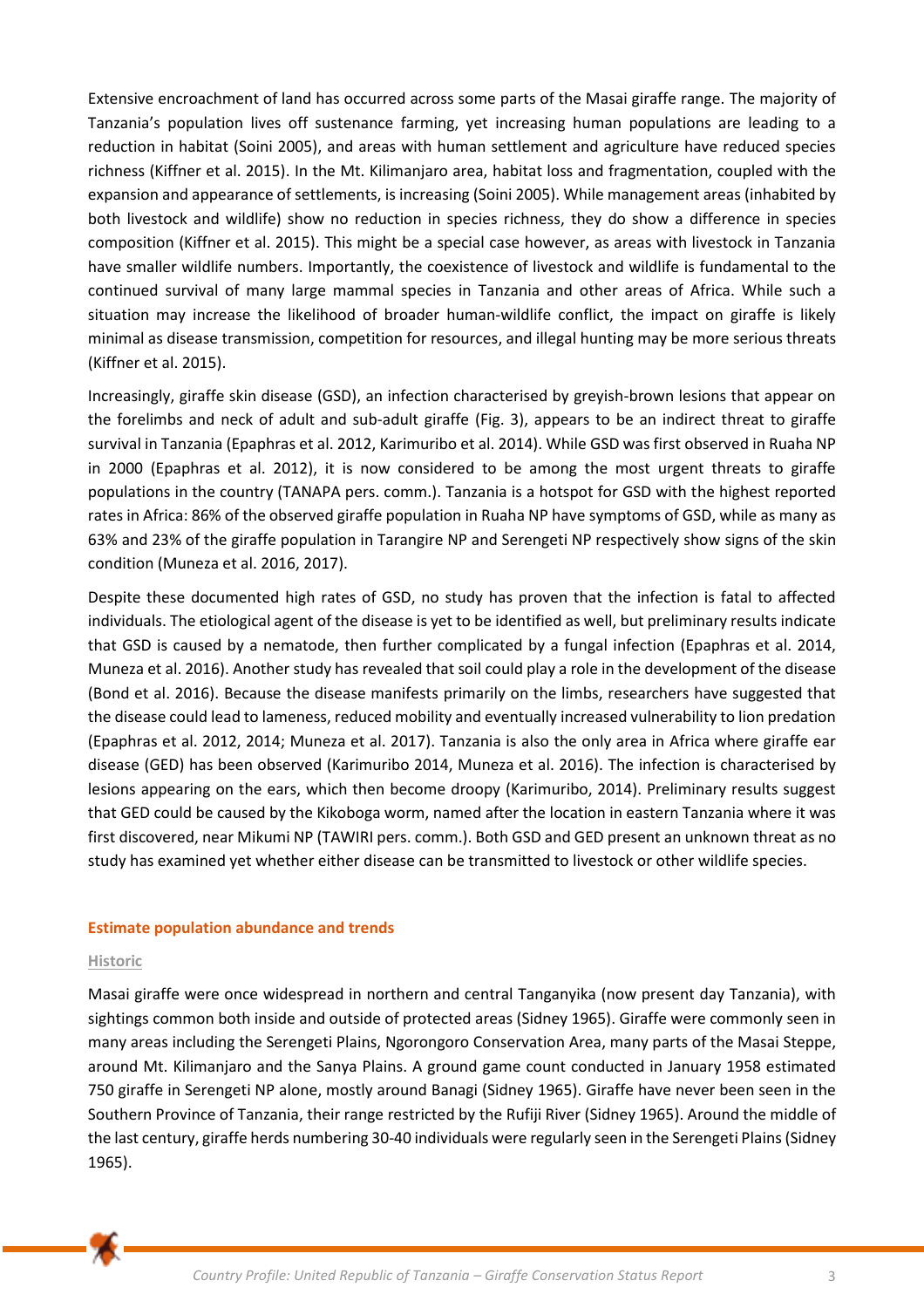Extensive encroachment of land has occurred across some parts of the Masai giraffe range. The majority of Tanzania's population lives off sustenance farming, yet increasing human populations are leading to a reduction in habitat (Soini 2005), and areas with human settlement and agriculture have reduced species richness (Kiffner et al. 2015). In the Mt. Kilimanjaro area, habitat loss and fragmentation, coupled with the expansion and appearance of settlements, is increasing (Soini 2005). While management areas (inhabited by both livestock and wildlife) show no reduction in species richness, they do show a difference in species composition (Kiffner et al. 2015). This might be a special case however, as areas with livestock in Tanzania have smaller wildlife numbers. Importantly, the coexistence of livestock and wildlife is fundamental to the continued survival of many large mammal species in Tanzania and other areas of Africa. While such a situation may increase the likelihood of broader human-wildlife conflict, the impact on giraffe is likely minimal as disease transmission, competition for resources, and illegal hunting may be more serious threats (Kiffner et al. 2015).

Increasingly, giraffe skin disease (GSD), an infection characterised by greyish-brown lesions that appear on the forelimbs and neck of adult and sub-adult giraffe (Fig. 3), appears to be an indirect threat to giraffe survival in Tanzania (Epaphras et al. 2012, Karimuribo et al. 2014). While GSD was first observed in Ruaha NP in 2000 (Epaphras et al. 2012), it is now considered to be among the most urgent threats to giraffe populations in the country (TANAPA pers. comm.). Tanzania is a hotspot for GSD with the highest reported rates in Africa: 86% of the observed giraffe population in Ruaha NP have symptoms of GSD, while as many as 63% and 23% of the giraffe population in Tarangire NP and Serengeti NP respectively show signs of the skin condition (Muneza et al. 2016, 2017).

Despite these documented high rates of GSD, no study has proven that the infection is fatal to affected individuals. The etiological agent of the disease is yet to be identified as well, but preliminary results indicate that GSD is caused by a nematode, then further complicated by a fungal infection (Epaphras et al. 2014, Muneza et al. 2016). Another study has revealed that soil could play a role in the development of the disease (Bond et al. 2016). Because the disease manifests primarily on the limbs, researchers have suggested that the disease could lead to lameness, reduced mobility and eventually increased vulnerability to lion predation (Epaphras et al. 2012, 2014; Muneza et al. 2017). Tanzania is also the only area in Africa where giraffe ear disease (GED) has been observed (Karimuribo 2014, Muneza et al. 2016). The infection is characterised by lesions appearing on the ears, which then become droopy (Karimuribo, 2014). Preliminary results suggest that GED could be caused by the Kikoboga worm, named after the location in eastern Tanzania where it was first discovered, near Mikumi NP (TAWIRI pers. comm.). Both GSD and GED present an unknown threat as no study has examined yet whether either disease can be transmitted to livestock or other wildlife species.

## Estimate population abundance and trends

### Historic

Masai giraffe were once widespread in northern and central Tanganyika (now present day Tanzania), with sightings common both inside and outside of protected areas (Sidney 1965). Giraffe were commonly seen in many areas including the Serengeti Plains, Ngorongoro Conservation Area, many parts of the Masai Steppe, around Mt. Kilimanjaro and the Sanya Plains. A ground game count conducted in January 1958 estimated 750 giraffe in Serengeti NP alone, mostly around Banagi (Sidney 1965). Giraffe have never been seen in the Southern Province of Tanzania, their range restricted by the Rufiji River (Sidney 1965). Around the middle of the last century, giraffe herds numbering 30-40 individuals were regularly seen in the Serengeti Plains (Sidney 1965).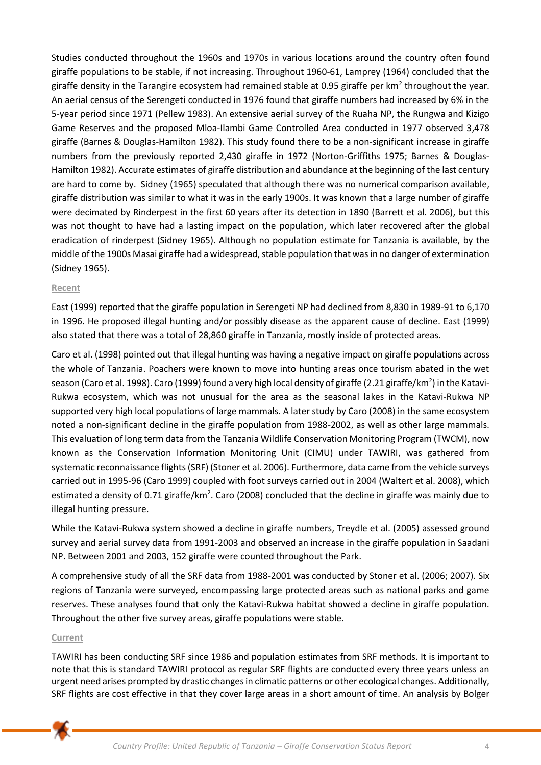Studies conducted throughout the 1960s and 1970s in various locations around the country often found giraffe populations to be stable, if not increasing. Throughout 1960-61, Lamprey (1964) concluded that the giraffe density in the Tarangire ecosystem had remained stable at 0.95 giraffe per km$^2$ throughout the year. An aerial census of the Serengeti conducted in 1976 found that giraffe numbers had increased by 6% in the 5-year period since 1971 (Pellew 1983). An extensive aerial survey of the Ruaha NP, the Rungwa and Kizigo Game Reserves and the proposed Mloa-Ilambi Game Controlled Area conducted in 1977 observed 3,478 giraffe (Barnes & Douglas-Hamilton 1982). This study found there to be a non-significant increase in giraffe numbers from the previously reported 2,430 giraffe in 1972 (Norton-Griffiths 1975; Barnes & Douglas-Hamilton 1982). Accurate estimates of giraffe distribution and abundance at the beginning of the last century are hard to come by. Sidney (1965) speculated that although there was no numerical comparison available, giraffe distribution was similar to what it was in the early 1900s. It was known that a large number of giraffe were decimated by Rinderpest in the first 60 years after its detection in 1890 (Barrett et al. 2006), but this was not thought to have had a lasting impact on the population, which later recovered after the global eradication of rinderpest (Sidney 1965). Although no population estimate for Tanzania is available, by the middle of the 1900s Masai giraffe had a widespread, stable population that was in no danger of extermination (Sidney 1965).

### Recent

East (1999) reported that the giraffe population in Serengeti NP had declined from 8,830 in 1989-91 to 6,170 in 1996. He proposed illegal hunting and/or possibly disease as the apparent cause of decline. East (1999) also stated that there was a total of 28,860 giraffe in Tanzania, mostly inside of protected areas.

Caro et al. (1998) pointed out that illegal hunting was having a negative impact on giraffe populations across the whole of Tanzania. Poachers were known to move into hunting areas once tourism abated in the wet season (Caro et al. 1998). Caro (1999) found a very high local density of giraffe (2.21 giraffe/km$^2$) in the Katavi-Rukwa ecosystem, which was not unusual for the area as the seasonal lakes in the Katavi-Rukwa NP supported very high local populations of large mammals. A later study by Caro (2008) in the same ecosystem noted a non-significant decline in the giraffe population from 1988-2002, as well as other large mammals. This evaluation of long term data from the Tanzania Wildlife Conservation Monitoring Program (TWCM), now known as the Conservation Information Monitoring Unit (CIMU) under TAWIRI, was gathered from systematic reconnaissance flights (SRF) (Stoner et al. 2006). Furthermore, data came from the vehicle surveys carried out in 1995-96 (Caro 1999) coupled with foot surveys carried out in 2004 (Waltert et al. 2008), which estimated a density of 0.71 giraffe/km$^2$. Caro (2008) concluded that the decline in giraffe was mainly due to illegal hunting pressure.

While the Katavi-Rukwa system showed a decline in giraffe numbers, Treydle et al. (2005) assessed ground survey and aerial survey data from 1991-2003 and observed an increase in the giraffe population in Saadani NP. Between 2001 and 2003, 152 giraffe were counted throughout the Park.

A comprehensive study of all the SRF data from 1988-2001 was conducted by Stoner et al. (2006; 2007). Six regions of Tanzania were surveyed, encompassing large protected areas such as national parks and game reserves. These analyses found that only the Katavi-Rukwa habitat showed a decline in giraffe population. Throughout the other five survey areas, giraffe populations were stable.

### Current

TAWIRI has been conducting SRF since 1986 and population estimates from SRF methods. It is important to note that this is standard TAWIRI protocol as regular SRF flights are conducted every three years unless an urgent need arises prompted by drastic changes in climatic patterns or other ecological changes. Additionally, SRF flights are cost effective in that they cover large areas in a short amount of time. An analysis by Bolger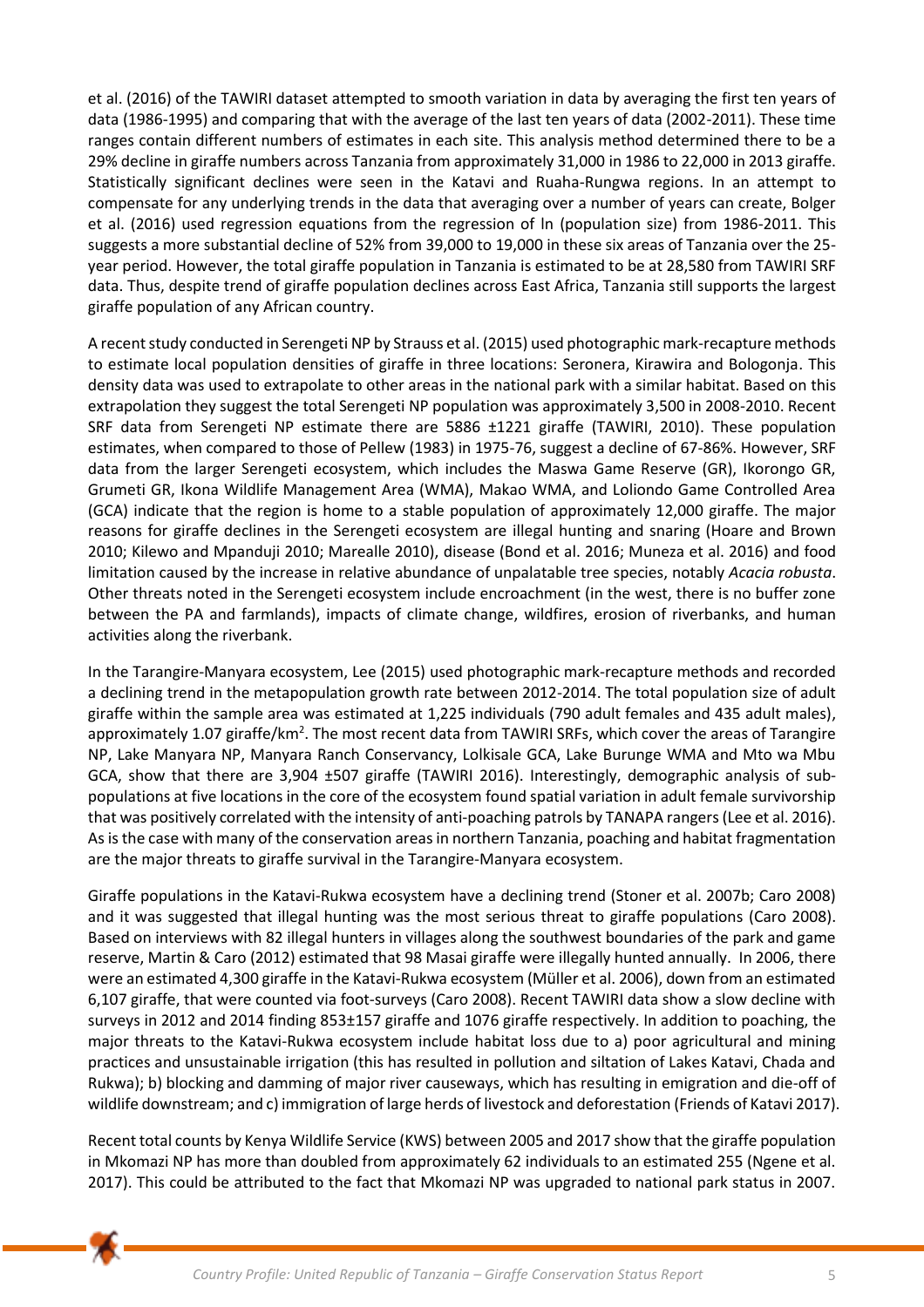et al. (2016) of the TAWIRI dataset attempted to smooth variation in data by averaging the first ten years of data (1986-1995) and comparing that with the average of the last ten years of data (2002-2011). These time ranges contain different numbers of estimates in each site. This analysis method determined there to be a 29% decline in giraffe numbers across Tanzania from approximately 31,000 in 1986 to 22,000 in 2013 giraffe. Statistically significant declines were seen in the Katavi and Ruaha-Rungwa regions. In an attempt to compensate for any underlying trends in the data that averaging over a number of years can create, Bolger et al. (2016) used regression equations from the regression of ln (population size) from 1986-2011. This suggests a more substantial decline of 52% from 39,000 to 19,000 in these six areas of Tanzania over the 25-year period. However, the total giraffe population in Tanzania is estimated to be at 28,580 from TAWIRI SRF data. Thus, despite trend of giraffe population declines across East Africa, Tanzania still supports the largest giraffe population of any African country.

A recent study conducted in Serengeti NP by Strauss et al. (2015) used photographic mark-recapture methods to estimate local population densities of giraffe in three locations: Seronera, Kirawira and Bologonja. This density data was used to extrapolate to other areas in the national park with a similar habitat. Based on this extrapolation they suggest the total Serengeti NP population was approximately 3,500 in 2008-2010. Recent SRF data from Serengeti NP estimate there are 5886 ±1221 giraffe (TAWIRI, 2010). These population estimates, when compared to those of Pellew (1983) in 1975-76, suggest a decline of 67-86%. However, SRF data from the larger Serengeti ecosystem, which includes the Maswa Game Reserve (GR), Ikorongo GR, Grumeti GR, Ikona Wildlife Management Area (WMA), Makao WMA, and Loliondo Game Controlled Area (GCA) indicate that the region is home to a stable population of approximately 12,000 giraffe. The major reasons for giraffe declines in the Serengeti ecosystem are illegal hunting and snaring (Hoare and Brown 2010; Kilewo and Mpanduji 2010; Marealle 2010), disease (Bond et al. 2016; Muneza et al. 2016) and food limitation caused by the increase in relative abundance of unpalatable tree species, notably *Acacia robusta*. Other threats noted in the Serengeti ecosystem include encroachment (in the west, there is no buffer zone between the PA and farmlands), impacts of climate change, wildfires, erosion of riverbanks, and human activities along the riverbank.

In the Tarangire-Manyara ecosystem, Lee (2015) used photographic mark-recapture methods and recorded a declining trend in the metapopulation growth rate between 2012-2014. The total population size of adult giraffe within the sample area was estimated at 1,225 individuals (790 adult females and 435 adult males), approximately 1.07 giraffe/km$^2$. The most recent data from TAWIRI SRFs, which cover the areas of Tarangire NP, Lake Manyara NP, Manyara Ranch Conservancy, Lolkisale GCA, Lake Burunge WMA and Mto wa Mbu GCA, show that there are 3,904 ±507 giraffe (TAWIRI 2016). Interestingly, demographic analysis of sub-populations at five locations in the core of the ecosystem found spatial variation in adult female survivorship that was positively correlated with the intensity of anti-poaching patrols by TANAPA rangers (Lee et al. 2016). As is the case with many of the conservation areas in northern Tanzania, poaching and habitat fragmentation are the major threats to giraffe survival in the Tarangire-Manyara ecosystem.

Giraffe populations in the Katavi-Rukwa ecosystem have a declining trend (Stoner et al. 2007b; Caro 2008) and it was suggested that illegal hunting was the most serious threat to giraffe populations (Caro 2008). Based on interviews with 82 illegal hunters in villages along the southwest boundaries of the park and game reserve, Martin & Caro (2012) estimated that 98 Masai giraffe were illegally hunted annually. In 2006, there were an estimated 4,300 giraffe in the Katavi-Rukwa ecosystem (Müller et al. 2006), down from an estimated 6,107 giraffe, that were counted via foot-surveys (Caro 2008). Recent TAWIRI data show a slow decline with surveys in 2012 and 2014 finding 853±157 giraffe and 1076 giraffe respectively. In addition to poaching, the major threats to the Katavi-Rukwa ecosystem include habitat loss due to a) poor agricultural and mining practices and unsustainable irrigation (this has resulted in pollution and siltation of Lakes Katavi, Chada and Rukwa); b) blocking and damming of major river causeways, which has resulting in emigration and die-off of wildlife downstream; and c) immigration of large herds of livestock and deforestation (Friends of Katavi 2017).

Recent total counts by Kenya Wildlife Service (KWS) between 2005 and 2017 show that the giraffe population in Mkomazi NP has more than doubled from approximately 62 individuals to an estimated 255 (Ngene et al. 2017). This could be attributed to the fact that Mkomazi NP was upgraded to national park status in 2007.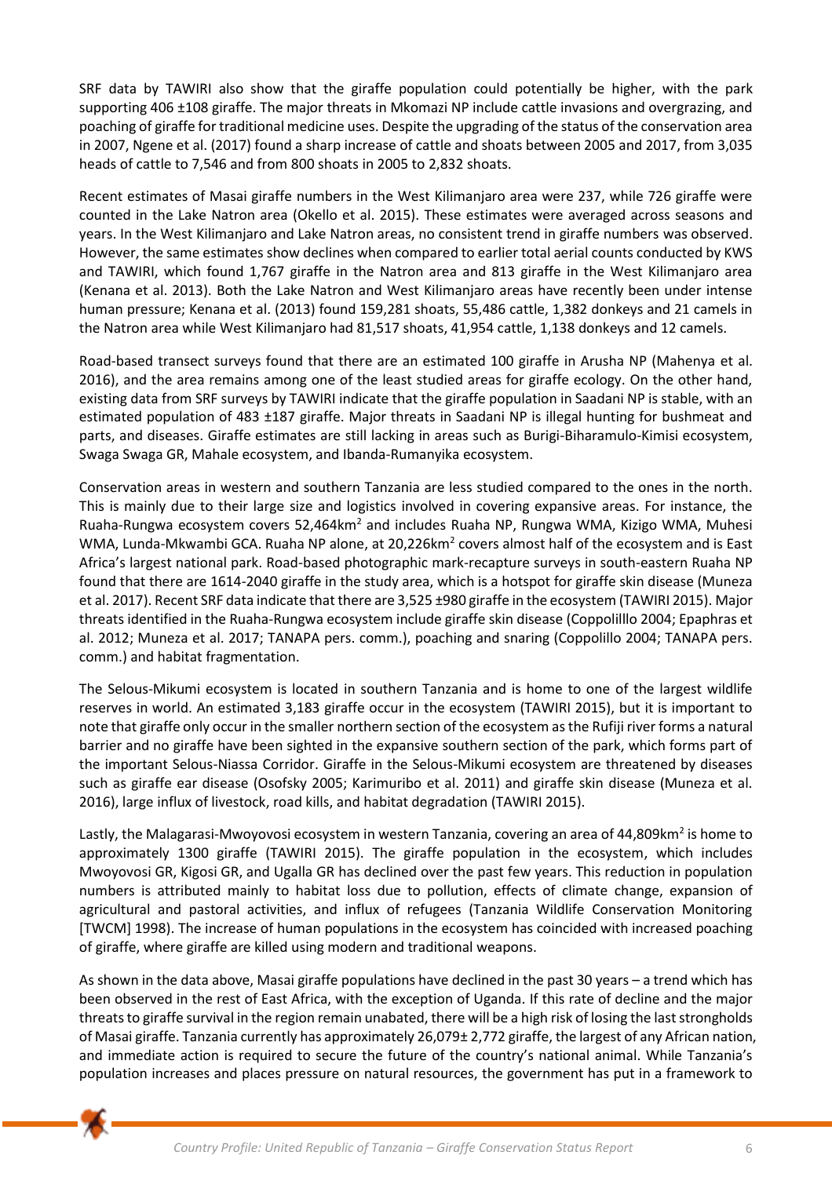SRF data by TAWIRI also show that the giraffe population could potentially be higher, with the park supporting 406 ±108 giraffe. The major threats in Mkomazi NP include cattle invasions and overgrazing, and poaching of giraffe for traditional medicine uses. Despite the upgrading of the status of the conservation area in 2007, Ngene et al. (2017) found a sharp increase of cattle and shoats between 2005 and 2017, from 3,035 heads of cattle to 7,546 and from 800 shoats in 2005 to 2,832 shoats.

Recent estimates of Masai giraffe numbers in the West Kilimanjaro area were 237, while 726 giraffe were counted in the Lake Natron area (Okello et al. 2015). These estimates were averaged across seasons and years. In the West Kilimanjaro and Lake Natron areas, no consistent trend in giraffe numbers was observed. However, the same estimates show declines when compared to earlier total aerial counts conducted by KWS and TAWIRI, which found 1,767 giraffe in the Natron area and 813 giraffe in the West Kilimanjaro area (Kenana et al. 2013). Both the Lake Natron and West Kilimanjaro areas have recently been under intense human pressure; Kenana et al. (2013) found 159,281 shoats, 55,486 cattle, 1,382 donkeys and 21 camels in the Natron area while West Kilimanjaro had 81,517 shoats, 41,954 cattle, 1,138 donkeys and 12 camels.

Road-based transect surveys found that there are an estimated 100 giraffe in Arusha NP (Mahenya et al. 2016), and the area remains among one of the least studied areas for giraffe ecology. On the other hand, existing data from SRF surveys by TAWIRI indicate that the giraffe population in Saadani NP is stable, with an estimated population of 483 ±187 giraffe. Major threats in Saadani NP is illegal hunting for bushmeat and parts, and diseases. Giraffe estimates are still lacking in areas such as Burigi-Biharamulo-Kimisi ecosystem, Swaga Swaga GR, Mahale ecosystem, and Ibanda-Rumanyika ecosystem.

Conservation areas in western and southern Tanzania are less studied compared to the ones in the north. This is mainly due to their large size and logistics involved in covering expansive areas. For instance, the Ruaha-Rungwa ecosystem covers 52,464km$^2$ and includes Ruaha NP, Rungwa WMA, Kizigo WMA, Muhesi WMA, Lunda-Mkwambi GCA. Ruaha NP alone, at 20,226km$^2$ covers almost half of the ecosystem and is East Africa's largest national park. Road-based photographic mark-recapture surveys in south-eastern Ruaha NP found that there are 1614-2040 giraffe in the study area, which is a hotspot for giraffe skin disease (Muneza et al. 2017). Recent SRF data indicate that there are 3,525 ±980 giraffe in the ecosystem (TAWIRI 2015). Major threats identified in the Ruaha-Rungwa ecosystem include giraffe skin disease (Coppolilllo 2004; Epaphras et al. 2012; Muneza et al. 2017; TANAPA pers. comm.), poaching and snaring (Coppolillo 2004; TANAPA pers. comm.) and habitat fragmentation.

The Selous-Mikumi ecosystem is located in southern Tanzania and is home to one of the largest wildlife reserves in world. An estimated 3,183 giraffe occur in the ecosystem (TAWIRI 2015), but it is important to note that giraffe only occur in the smaller northern section of the ecosystem as the Rufiji river forms a natural barrier and no giraffe have been sighted in the expansive southern section of the park, which forms part of the important Selous-Niassa Corridor. Giraffe in the Selous-Mikumi ecosystem are threatened by diseases such as giraffe ear disease (Osofsky 2005; Karimuribo et al. 2011) and giraffe skin disease (Muneza et al. 2016), large influx of livestock, road kills, and habitat degradation (TAWIRI 2015).

Lastly, the Malagarasi-Mwoyovosi ecosystem in western Tanzania, covering an area of 44,809km$^2$ is home to approximately 1300 giraffe (TAWIRI 2015). The giraffe population in the ecosystem, which includes Mwoyovosi GR, Kigosi GR, and Ugalla GR has declined over the past few years. This reduction in population numbers is attributed mainly to habitat loss due to pollution, effects of climate change, expansion of agricultural and pastoral activities, and influx of refugees (Tanzania Wildlife Conservation Monitoring [TWCM] 1998). The increase of human populations in the ecosystem has coincided with increased poaching of giraffe, where giraffe are killed using modern and traditional weapons.

As shown in the data above, Masai giraffe populations have declined in the past 30 years – a trend which has been observed in the rest of East Africa, with the exception of Uganda. If this rate of decline and the major threats to giraffe survival in the region remain unabated, there will be a high risk of losing the last strongholds of Masai giraffe. Tanzania currently has approximately 26,079± 2,772 giraffe, the largest of any African nation, and immediate action is required to secure the future of the country's national animal. While Tanzania's population increases and places pressure on natural resources, the government has put in a framework to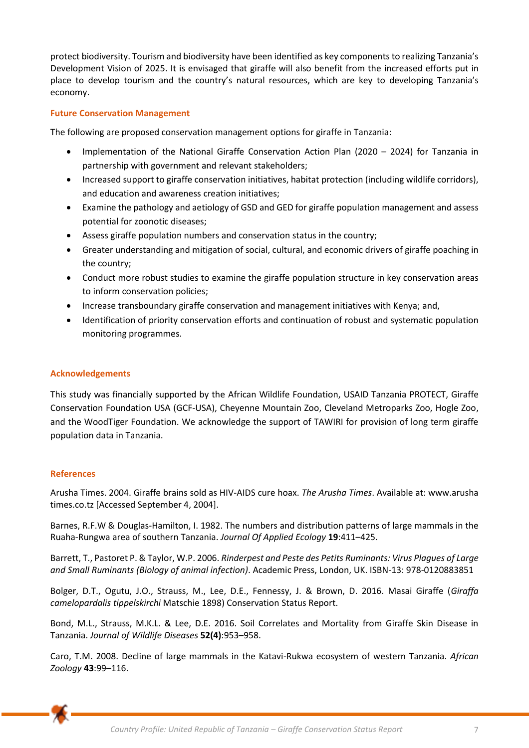protect biodiversity. Tourism and biodiversity have been identified as key components to realizing Tanzania's Development Vision of 2025. It is envisaged that giraffe will also benefit from the increased efforts put in place to develop tourism and the country's natural resources, which are key to developing Tanzania's economy.

### Future Conservation Management

The following are proposed conservation management options for giraffe in Tanzania:

- Implementation of the National Giraffe Conservation Action Plan (2020 – 2024) for Tanzania in partnership with government and relevant stakeholders;
- Increased support to giraffe conservation initiatives, habitat protection (including wildlife corridors), and education and awareness creation initiatives;
- Examine the pathology and aetiology of GSD and GED for giraffe population management and assess potential for zoonotic diseases;
- Assess giraffe population numbers and conservation status in the country;
- Greater understanding and mitigation of social, cultural, and economic drivers of giraffe poaching in the country;
- Conduct more robust studies to examine the giraffe population structure in key conservation areas to inform conservation policies;
- Increase transboundary giraffe conservation and management initiatives with Kenya; and,
- Identification of priority conservation efforts and continuation of robust and systematic population monitoring programmes.

### Acknowledgements

This study was financially supported by the African Wildlife Foundation, USAID Tanzania PROTECT, Giraffe Conservation Foundation USA (GCF-USA), Cheyenne Mountain Zoo, Cleveland Metroparks Zoo, Hogle Zoo, and the WoodTiger Foundation. We acknowledge the support of TAWIRI for provision of long term giraffe population data in Tanzania.

### References

Arusha Times. 2004. Giraffe brains sold as HIV-AIDS cure hoax. *The Arusha Times*. Available at: www.arusha times.co.tz [Accessed September 4, 2004].

Barnes, R.F.W & Douglas-Hamilton, I. 1982. The numbers and distribution patterns of large mammals in the Ruaha-Rungwa area of southern Tanzania. *Journal Of Applied Ecology* **19**:411–425.

Barrett, T., Pastoret P. & Taylor, W.P. 2006. *Rinderpest and Peste des Petits Ruminants: Virus Plagues of Large and Small Ruminants (Biology of animal infection)*. Academic Press, London, UK. ISBN-13: 978-0120883851

Bolger, D.T., Ogutu, J.O., Strauss, M., Lee, D.E., Fennessy, J. & Brown, D. 2016. Masai Giraffe (*Giraffa camelopardalis tippelskirchi* Matschie 1898) Conservation Status Report.

Bond, M.L., Strauss, M.K.L. & Lee, D.E. 2016. Soil Correlates and Mortality from Giraffe Skin Disease in Tanzania. *Journal of Wildlife Diseases* **52(4)**:953–958.

Caro, T.M. 2008. Decline of large mammals in the Katavi-Rukwa ecosystem of western Tanzania. *African Zoology* **43**:99–116.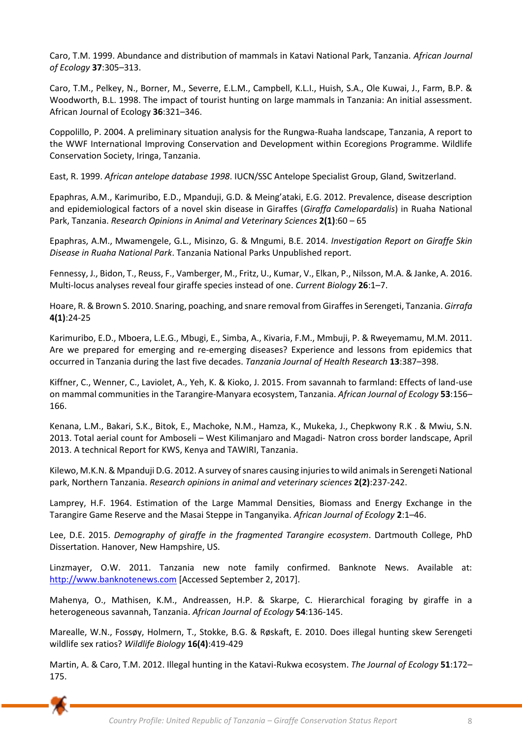Caro, T.M. 1999. Abundance and distribution of mammals in Katavi National Park, Tanzania. *African Journal of Ecology* **37**:305–313.

Caro, T.M., Pelkey, N., Borner, M., Severre, E.L.M., Campbell, K.L.I., Huish, S.A., Ole Kuwai, J., Farm, B.P. & Woodworth, B.L. 1998. The impact of tourist hunting on large mammals in Tanzania: An initial assessment. African Journal of Ecology **36**:321–346.

Coppolillo, P. 2004. A preliminary situation analysis for the Rungwa-Ruaha landscape, Tanzania, A report to the WWF International Improving Conservation and Development within Ecoregions Programme. Wildlife Conservation Society, Iringa, Tanzania.

East, R. 1999. *African antelope database 1998*. IUCN/SSC Antelope Specialist Group, Gland, Switzerland.

Epaphras, A.M., Karimuribo, E.D., Mpanduji, G.D. & Meing'ataki, E.G. 2012. Prevalence, disease description and epidemiological factors of a novel skin disease in Giraffes (*Giraffa Camelopardalis*) in Ruaha National Park, Tanzania. *Research Opinions in Animal and Veterinary Sciences* **2(1)**:60 – 65

Epaphras, A.M., Mwamengele, G.L., Misinzo, G. & Mngumi, B.E. 2014. *Investigation Report on Giraffe Skin Disease in Ruaha National Park*. Tanzania National Parks Unpublished report.

Fennessy, J., Bidon, T., Reuss, F., Vamberger, M., Fritz, U., Kumar, V., Elkan, P., Nilsson, M.A. & Janke, A. 2016. Multi-locus analyses reveal four giraffe species instead of one. *Current Biology* **26**:1–7.

Hoare, R. & Brown S. 2010. Snaring, poaching, and snare removal from Giraffes in Serengeti, Tanzania. *Girrafa* **4(1)**:24-25

Karimuribo, E.D., Mboera, L.E.G., Mbugi, E., Simba, A., Kivaria, F.M., Mmbuji, P. & Rweyemamu, M.M. 2011. Are we prepared for emerging and re-emerging diseases? Experience and lessons from epidemics that occurred in Tanzania during the last five decades. *Tanzania Journal of Health Research* **13**:387–398.

Kiffner, C., Wenner, C., Laviolet, A., Yeh, K. & Kioko, J. 2015. From savannah to farmland: Effects of land-use on mammal communities in the Tarangire-Manyara ecosystem, Tanzania. *African Journal of Ecology* **53**:156–166.

Kenana, L.M., Bakari, S.K., Bitok, E., Machoke, N.M., Hamza, K., Mukeka, J., Chepkwony R.K . & Mwiu, S.N. 2013. Total aerial count for Amboseli – West Kilimanjaro and Magadi- Natron cross border landscape, April 2013. A technical Report for KWS, Kenya and TAWIRI, Tanzania.

Kilewo, M.K.N. & Mpanduji D.G. 2012. A survey of snares causing injuries to wild animals in Serengeti National park, Northern Tanzania. *Research opinions in animal and veterinary sciences* **2(2)**:237-242.

Lamprey, H.F. 1964. Estimation of the Large Mammal Densities, Biomass and Energy Exchange in the Tarangire Game Reserve and the Masai Steppe in Tanganyika. *African Journal of Ecology* **2**:1–46.

Lee, D.E. 2015. *Demography of giraffe in the fragmented Tarangire ecosystem*. Dartmouth College, PhD Dissertation. Hanover, New Hampshire, US.

Linzmayer, O.W. 2011. Tanzania new note family confirmed. Banknote News. Available at: [http://www.banknotenews.com](http://www.banknotenews.com) [Accessed September 2, 2017].

Mahenya, O., Mathisen, K.M., Andreassen, H.P. & Skarpe, C. Hierarchical foraging by giraffe in a heterogeneous savannah, Tanzania. *African Journal of Ecology* **54**:136-145.

Marealle, W.N., Fossøy, Holmern, T., Stokke, B.G. & Røskaft, E. 2010. Does illegal hunting skew Serengeti wildlife sex ratios? *Wildlife Biology* **16(4)**:419-429

Martin, A. & Caro, T.M. 2012. Illegal hunting in the Katavi-Rukwa ecosystem. *The Journal of Ecology* **51**:172–175.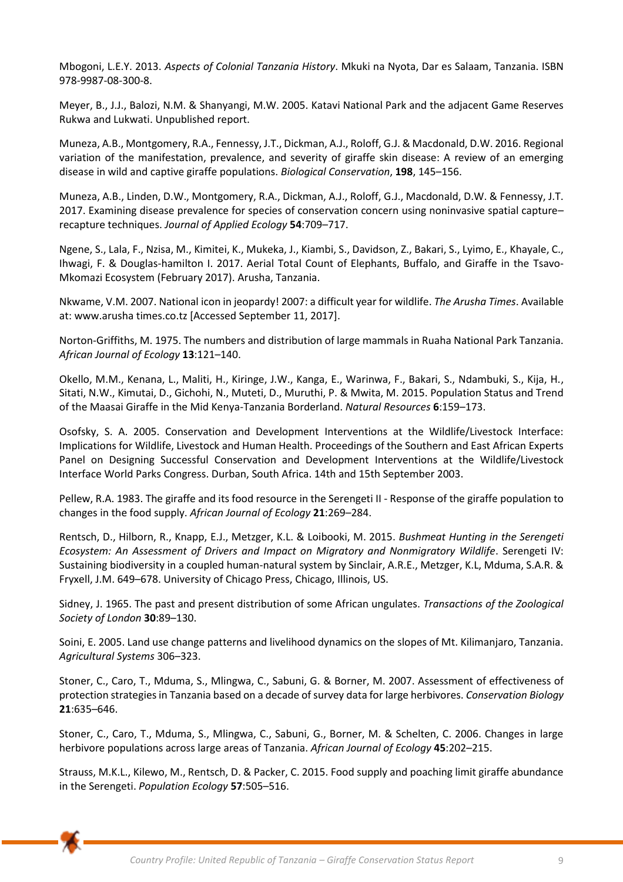Mbogoni, L.E.Y. 2013. *Aspects of Colonial Tanzania History*. Mkuki na Nyota, Dar es Salaam, Tanzania. ISBN 978-9987-08-300-8.

Meyer, B., J.J., Balozi, N.M. & Shanyangi, M.W. 2005. Katavi National Park and the adjacent Game Reserves Rukwa and Lukwati. Unpublished report.

Muneza, A.B., Montgomery, R.A., Fennessy, J.T., Dickman, A.J., Roloff, G.J. & Macdonald, D.W. 2016. Regional variation of the manifestation, prevalence, and severity of giraffe skin disease: A review of an emerging disease in wild and captive giraffe populations. *Biological Conservation*, **198**, 145–156.

Muneza, A.B., Linden, D.W., Montgomery, R.A., Dickman, A.J., Roloff, G.J., Macdonald, D.W. & Fennessy, J.T. 2017. Examining disease prevalence for species of conservation concern using noninvasive spatial capture–recapture techniques. *Journal of Applied Ecology* **54**:709–717.

Ngene, S., Lala, F., Nzisa, M., Kimitei, K., Mukeka, J., Kiambi, S., Davidson, Z., Bakari, S., Lyimo, E., Khayale, C., Ihwagi, F. & Douglas-hamilton I. 2017. Aerial Total Count of Elephants, Buffalo, and Giraffe in the Tsavo-Mkomazi Ecosystem (February 2017). Arusha, Tanzania.

Nkwame, V.M. 2007. National icon in jeopardy! 2007: a difficult year for wildlife. *The Arusha Times*. Available at: www.arusha times.co.tz [Accessed September 11, 2017].

Norton-Griffiths, M. 1975. The numbers and distribution of large mammals in Ruaha National Park Tanzania. *African Journal of Ecology* **13**:121–140.

Okello, M.M., Kenana, L., Maliti, H., Kiringe, J.W., Kanga, E., Warinwa, F., Bakari, S., Ndambuki, S., Kija, H., Sitati, N.W., Kimutai, D., Gichohi, N., Muteti, D., Muruthi, P. & Mwita, M. 2015. Population Status and Trend of the Maasai Giraffe in the Mid Kenya-Tanzania Borderland. *Natural Resources* **6**:159–173.

Osofsky, S. A. 2005. Conservation and Development Interventions at the Wildlife/Livestock Interface: Implications for Wildlife, Livestock and Human Health. Proceedings of the Southern and East African Experts Panel on Designing Successful Conservation and Development Interventions at the Wildlife/Livestock Interface World Parks Congress. Durban, South Africa. 14th and 15th September 2003.

Pellew, R.A. 1983. The giraffe and its food resource in the Serengeti II - Response of the giraffe population to changes in the food supply. *African Journal of Ecology* **21**:269–284.

Rentsch, D., Hilborn, R., Knapp, E.J., Metzger, K.L. & Loibooki, M. 2015. *Bushmeat Hunting in the Serengeti Ecosystem: An Assessment of Drivers and Impact on Migratory and Nonmigratory Wildlife*. Serengeti IV: Sustaining biodiversity in a coupled human-natural system by Sinclair, A.R.E., Metzger, K.L, Mduma, S.A.R. & Fryxell, J.M. 649–678. University of Chicago Press, Chicago, Illinois, US.

Sidney, J. 1965. The past and present distribution of some African ungulates. *Transactions of the Zoological Society of London* **30**:89–130.

Soini, E. 2005. Land use change patterns and livelihood dynamics on the slopes of Mt. Kilimanjaro, Tanzania. *Agricultural Systems* 306–323.

Stoner, C., Caro, T., Mduma, S., Mlingwa, C., Sabuni, G. & Borner, M. 2007. Assessment of effectiveness of protection strategies in Tanzania based on a decade of survey data for large herbivores. *Conservation Biology* **21**:635–646.

Stoner, C., Caro, T., Mduma, S., Mlingwa, C., Sabuni, G., Borner, M. & Schelten, C. 2006. Changes in large herbivore populations across large areas of Tanzania. *African Journal of Ecology* **45**:202–215.

Strauss, M.K.L., Kilewo, M., Rentsch, D. & Packer, C. 2015. Food supply and poaching limit giraffe abundance in the Serengeti. *Population Ecology* **57**:505–516.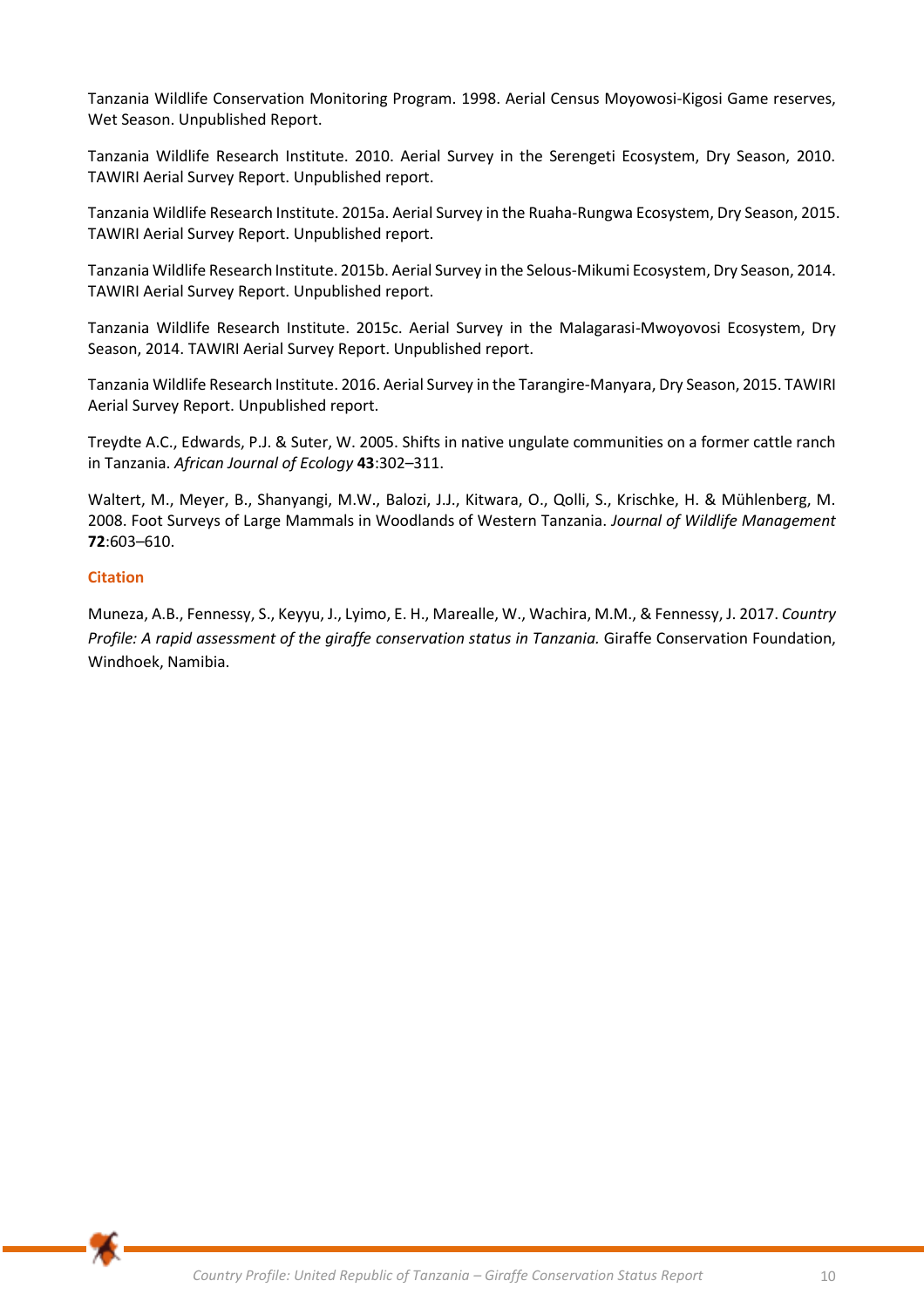Tanzania Wildlife Conservation Monitoring Program. 1998. Aerial Census Moyowosi-Kigosi Game reserves, Wet Season. Unpublished Report.

Tanzania Wildlife Research Institute. 2010. Aerial Survey in the Serengeti Ecosystem, Dry Season, 2010. TAWIRI Aerial Survey Report. Unpublished report.

Tanzania Wildlife Research Institute. 2015a. Aerial Survey in the Ruaha-Rungwa Ecosystem, Dry Season, 2015. TAWIRI Aerial Survey Report. Unpublished report.

Tanzania Wildlife Research Institute. 2015b. Aerial Survey in the Selous-Mikumi Ecosystem, Dry Season, 2014. TAWIRI Aerial Survey Report. Unpublished report.

Tanzania Wildlife Research Institute. 2015c. Aerial Survey in the Malagarasi-Mwoyovosi Ecosystem, Dry Season, 2014. TAWIRI Aerial Survey Report. Unpublished report.

Tanzania Wildlife Research Institute. 2016. Aerial Survey in the Tarangire-Manyara, Dry Season, 2015. TAWIRI Aerial Survey Report. Unpublished report.

Treydte A.C., Edwards, P.J. & Suter, W. 2005. Shifts in native ungulate communities on a former cattle ranch in Tanzania. *African Journal of Ecology* **43**:302–311.

Waltert, M., Meyer, B., Shanyangi, M.W., Balozi, J.J., Kitwara, O., Qolli, S., Krischke, H. & Mühlenberg, M. 2008. Foot Surveys of Large Mammals in Woodlands of Western Tanzania. *Journal of Wildlife Management* **72**:603–610.

## Citation

Muneza, A.B., Fennessy, S., Keyyu, J., Lyimo, E. H., Marealle, W., Wachira, M.M., & Fennessy, J. 2017. *Country Profile: A rapid assessment of the giraffe conservation status in Tanzania.* Giraffe Conservation Foundation, Windhoek, Namibia.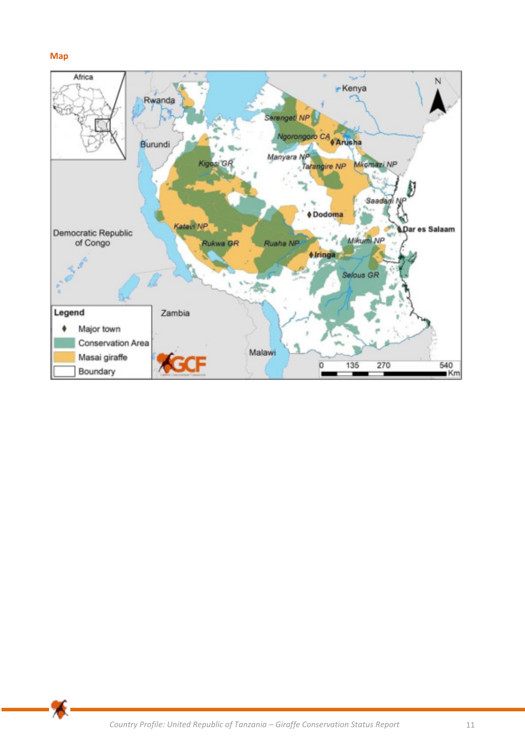## Map

Africa

Rwanda

Burundi

Kenya

N

Serengeti NP

Ngorongoro CA

Arusha

Manyara NP

Tarangire NP

Mkomazi NP

Kigosi GR

Saadani NP

Dodoma

Dar es Salaam

Democratic Republic of Congo

Katavi NP

Rukwa GR

Ruaha NP

Mikumi NP

Iringa

Selous GR

Legend

Major town

Conservation Area

Masai giraffe

Boundary

Zambia

Malawi

GCF

0 135 270 540 Km